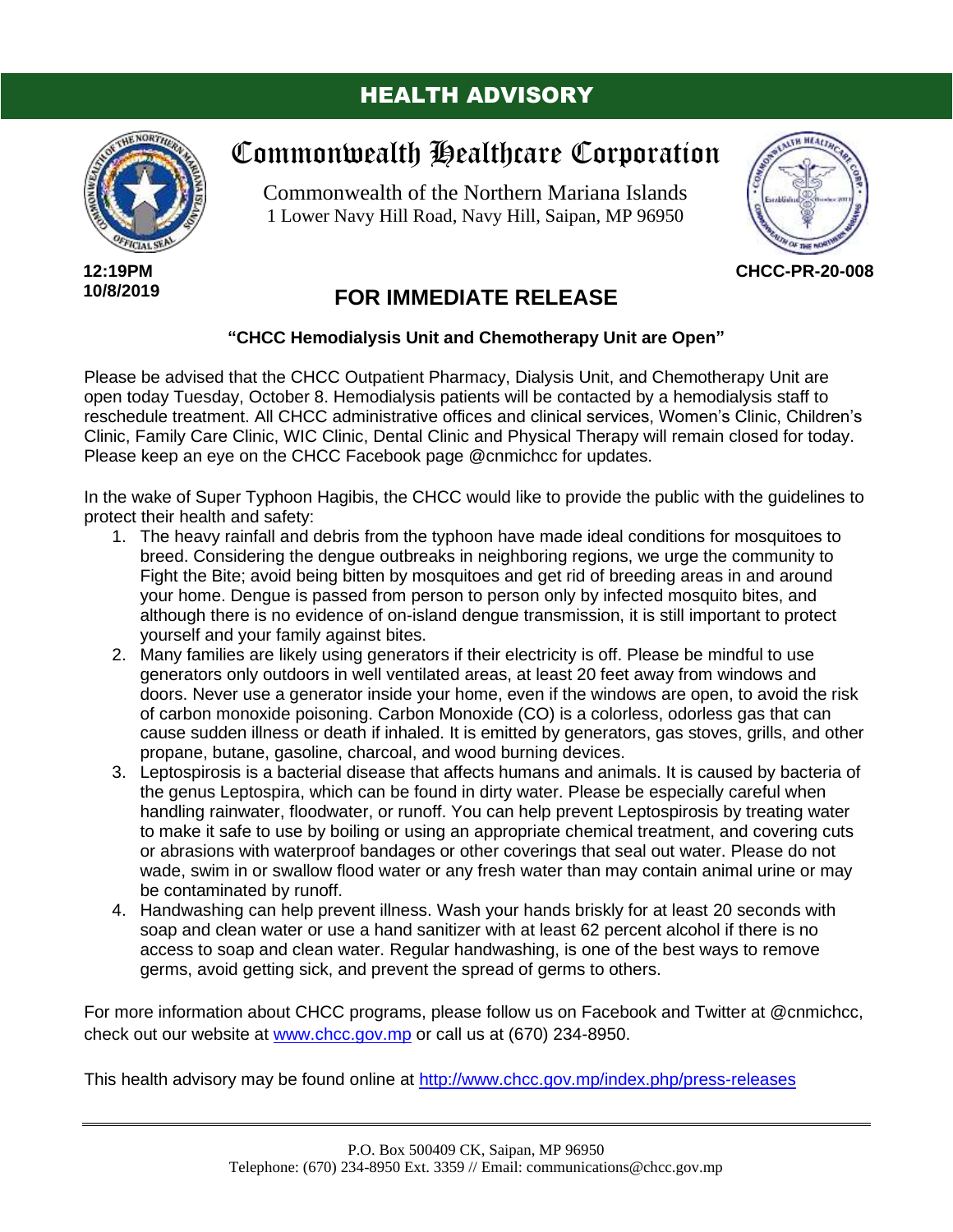# HEALTH ADVISORY

## Commonwealth Healthcare Corporation

Commonwealth of the Northern Mariana Islands
1 Lower Navy Hill Road, Navy Hill, Saipan, MP 96950

**12:19PM**
**10/8/2019**

**CHCC-PR-20-008**

## FOR IMMEDIATE RELEASE

**"CHCC Hemodialysis Unit and Chemotherapy Unit are Open"**

Please be advised that the CHCC Outpatient Pharmacy, Dialysis Unit, and Chemotherapy Unit are open today Tuesday, October 8. Hemodialysis patients will be contacted by a hemodialysis staff to reschedule treatment. All CHCC administrative offices and clinical services, Women's Clinic, Children's Clinic, Family Care Clinic, WIC Clinic, Dental Clinic and Physical Therapy will remain closed for today. Please keep an eye on the CHCC Facebook page @cnmichcc for updates.

In the wake of Super Typhoon Hagibis, the CHCC would like to provide the public with the guidelines to protect their health and safety:

1. The heavy rainfall and debris from the typhoon have made ideal conditions for mosquitoes to breed. Considering the dengue outbreaks in neighboring regions, we urge the community to Fight the Bite; avoid being bitten by mosquitoes and get rid of breeding areas in and around your home. Dengue is passed from person to person only by infected mosquito bites, and although there is no evidence of on-island dengue transmission, it is still important to protect yourself and your family against bites.
2. Many families are likely using generators if their electricity is off. Please be mindful to use generators only outdoors in well ventilated areas, at least 20 feet away from windows and doors. Never use a generator inside your home, even if the windows are open, to avoid the risk of carbon monoxide poisoning. Carbon Monoxide (CO) is a colorless, odorless gas that can cause sudden illness or death if inhaled. It is emitted by generators, gas stoves, grills, and other propane, butane, gasoline, charcoal, and wood burning devices.
3. Leptospirosis is a bacterial disease that affects humans and animals. It is caused by bacteria of the genus Leptospira, which can be found in dirty water. Please be especially careful when handling rainwater, floodwater, or runoff. You can help prevent Leptospirosis by treating water to make it safe to use by boiling or using an appropriate chemical treatment, and covering cuts or abrasions with waterproof bandages or other coverings that seal out water. Please do not wade, swim in or swallow flood water or any fresh water than may contain animal urine or may be contaminated by runoff.
4. Handwashing can help prevent illness. Wash your hands briskly for at least 20 seconds with soap and clean water or use a hand sanitizer with at least 62 percent alcohol if there is no access to soap and clean water. Regular handwashing, is one of the best ways to remove germs, avoid getting sick, and prevent the spread of germs to others.

For more information about CHCC programs, please follow us on Facebook and Twitter at @cnmichcc, check out our website at www.chcc.gov.mp or call us at (670) 234-8950.

This health advisory may be found online at http://www.chcc.gov.mp/index.php/press-releases

P.O. Box 500409 CK, Saipan, MP 96950
Telephone: (670) 234-8950 Ext. 3359 // Email: communications@chcc.gov.mp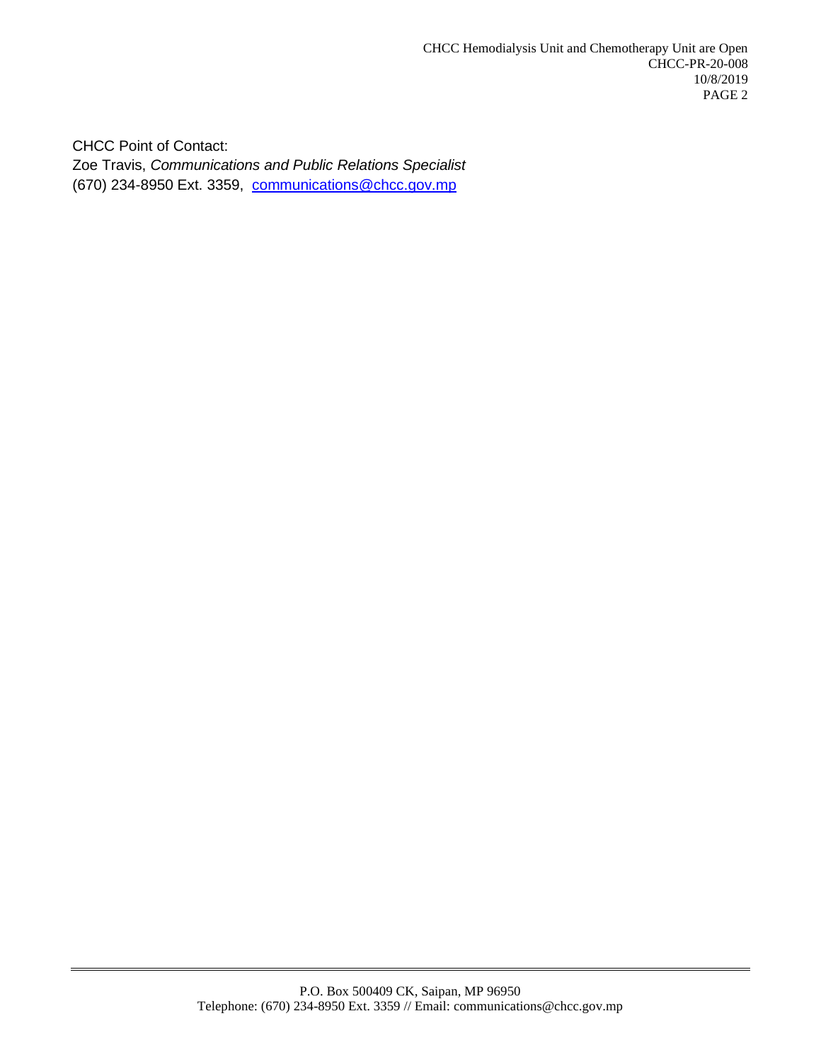CHCC Point of Contact:
Zoe Travis, *Communications and Public Relations Specialist*
(670) 234-8950 Ext. 3359, communications@chcc.gov.mp

P.O. Box 500409 CK, Saipan, MP 96950
Telephone: (670) 234-8950 Ext. 3359 // Email: communications@chcc.gov.mp